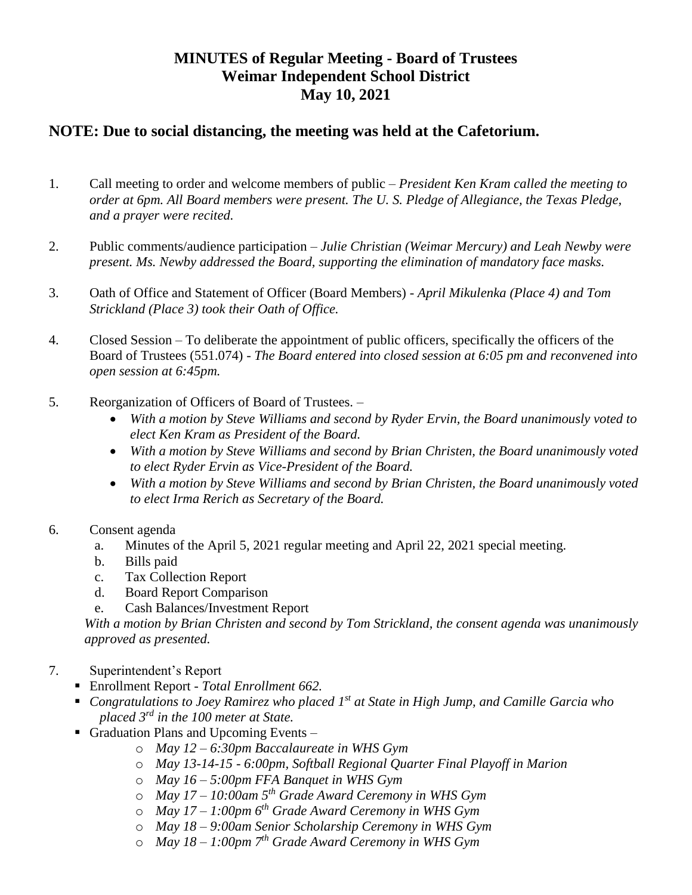# MINUTES of Regular Meeting - Board of Trustees
# Weimar Independent School District
# May 10, 2021

## NOTE: Due to social distancing, the meeting was held at the Cafetorium.

1. Call meeting to order and welcome members of public – *President Ken Kram called the meeting to order at 6pm. All Board members were present. The U. S. Pledge of Allegiance, the Texas Pledge, and a prayer were recited.*

2. Public comments/audience participation – *Julie Christian (Weimar Mercury) and Leah Newby were present. Ms. Newby addressed the Board, supporting the elimination of mandatory face masks.*

3. Oath of Office and Statement of Officer (Board Members) - *April Mikulenka (Place 4) and Tom Strickland (Place 3) took their Oath of Office.*

4. Closed Session – To deliberate the appointment of public officers, specifically the officers of the Board of Trustees (551.074) - *The Board entered into closed session at 6:05 pm and reconvened into open session at 6:45pm.*

5. Reorganization of Officers of Board of Trustees. –
   - *With a motion by Steve Williams and second by Ryder Ervin, the Board unanimously voted to elect Ken Kram as President of the Board.*
   - *With a motion by Steve Williams and second by Brian Christen, the Board unanimously voted to elect Ryder Ervin as Vice-President of the Board.*
   - *With a motion by Steve Williams and second by Brian Christen, the Board unanimously voted to elect Irma Rerich as Secretary of the Board.*

6. Consent agenda
   a. Minutes of the April 5, 2021 regular meeting and April 22, 2021 special meeting.
   b. Bills paid
   c. Tax Collection Report
   d. Board Report Comparison
   e. Cash Balances/Investment Report

   *With a motion by Brian Christen and second by Tom Strickland, the consent agenda was unanimously approved as presented.*

7. Superintendent's Report
   - Enrollment Report - *Total Enrollment 662.*
   - *Congratulations to Joey Ramirez who placed 1st at State in High Jump, and Camille Garcia who placed 3rd in the 100 meter at State.*
   - Graduation Plans and Upcoming Events –
     - *May 12 – 6:30pm Baccalaureate in WHS Gym*
     - *May 13-14-15 - 6:00pm, Softball Regional Quarter Final Playoff in Marion*
     - *May 16 – 5:00pm FFA Banquet in WHS Gym*
     - *May 17 – 10:00am 5th Grade Award Ceremony in WHS Gym*
     - *May 17 – 1:00pm 6th Grade Award Ceremony in WHS Gym*
     - *May 18 – 9:00am Senior Scholarship Ceremony in WHS Gym*
     - *May 18 – 1:00pm 7th Grade Award Ceremony in WHS Gym*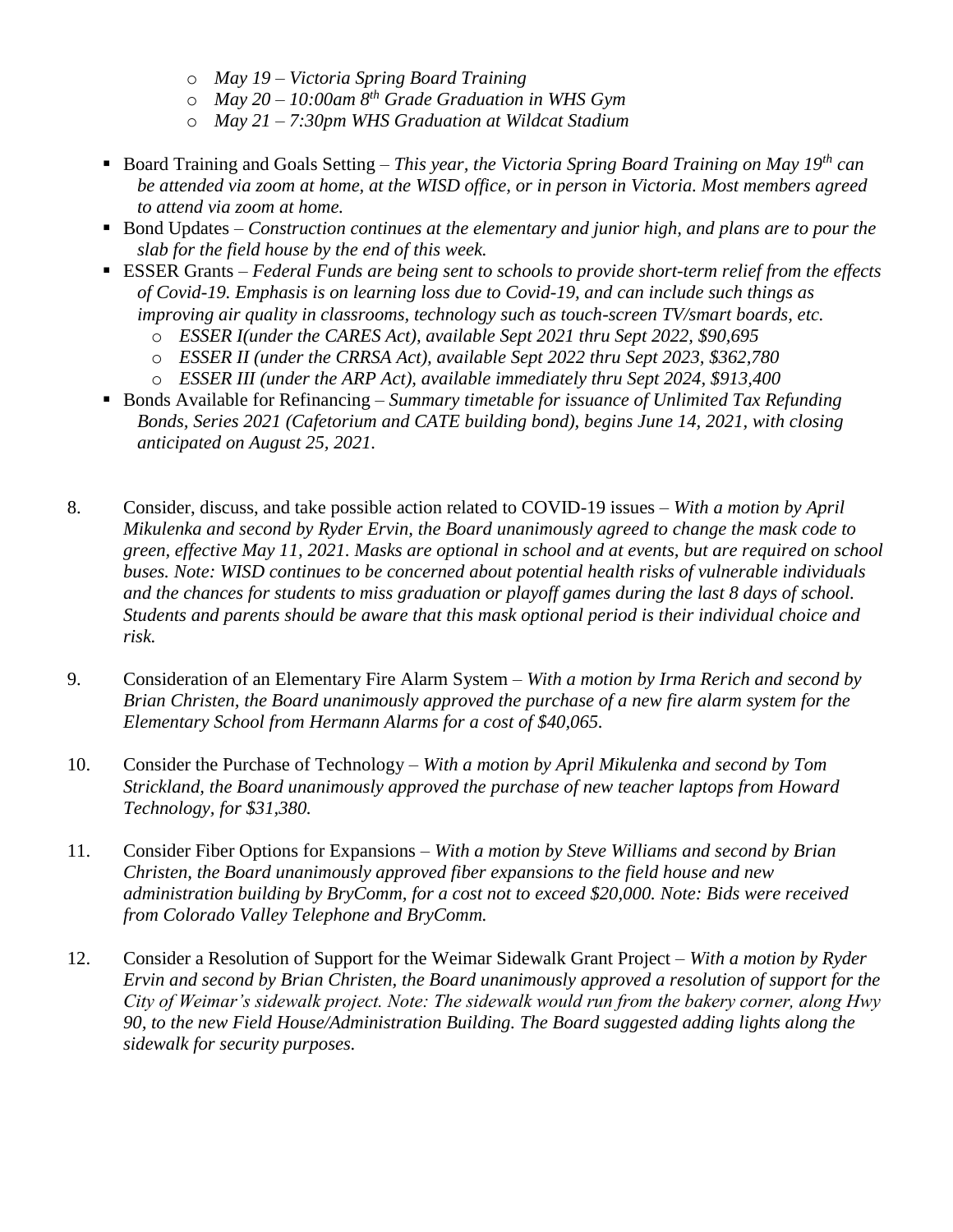- *May 19 – Victoria Spring Board Training*
   - *May 20 – 10:00am 8th Grade Graduation in WHS Gym*
   - *May 21 – 7:30pm WHS Graduation at Wildcat Stadium*

- Board Training and Goals Setting – *This year, the Victoria Spring Board Training on May 19th can be attended via zoom at home, at the WISD office, or in person in Victoria. Most members agreed to attend via zoom at home.*
- Bond Updates – *Construction continues at the elementary and junior high, and plans are to pour the slab for the field house by the end of this week.*
- ESSER Grants – *Federal Funds are being sent to schools to provide short-term relief from the effects of Covid-19. Emphasis is on learning loss due to Covid-19, and can include such things as improving air quality in classrooms, technology such as touch-screen TV/smart boards, etc.*
   - *ESSER I(under the CARES Act), available Sept 2021 thru Sept 2022, $90,695*
   - *ESSER II (under the CRRSA Act), available Sept 2022 thru Sept 2023, $362,780*
   - *ESSER III (under the ARP Act), available immediately thru Sept 2024, $913,400*
- Bonds Available for Refinancing – *Summary timetable for issuance of Unlimited Tax Refunding Bonds, Series 2021 (Cafetorium and CATE building bond), begins June 14, 2021, with closing anticipated on August 25, 2021.*

8. Consider, discuss, and take possible action related to COVID-19 issues – *With a motion by April Mikulenka and second by Ryder Ervin, the Board unanimously agreed to change the mask code to green, effective May 11, 2021. Masks are optional in school and at events, but are required on school buses. Note: WISD continues to be concerned about potential health risks of vulnerable individuals and the chances for students to miss graduation or playoff games during the last 8 days of school. Students and parents should be aware that this mask optional period is their individual choice and risk.*

9. Consideration of an Elementary Fire Alarm System – *With a motion by Irma Rerich and second by Brian Christen, the Board unanimously approved the purchase of a new fire alarm system for the Elementary School from Hermann Alarms for a cost of $40,065.*

10. Consider the Purchase of Technology – *With a motion by April Mikulenka and second by Tom Strickland, the Board unanimously approved the purchase of new teacher laptops from Howard Technology, for $31,380.*

11. Consider Fiber Options for Expansions – *With a motion by Steve Williams and second by Brian Christen, the Board unanimously approved fiber expansions to the field house and new administration building by BryComm, for a cost not to exceed $20,000. Note: Bids were received from Colorado Valley Telephone and BryComm.*

12. Consider a Resolution of Support for the Weimar Sidewalk Grant Project – *With a motion by Ryder Ervin and second by Brian Christen, the Board unanimously approved a resolution of support for the City of Weimar's sidewalk project. Note: The sidewalk would run from the bakery corner, along Hwy 90, to the new Field House/Administration Building. The Board suggested adding lights along the sidewalk for security purposes.*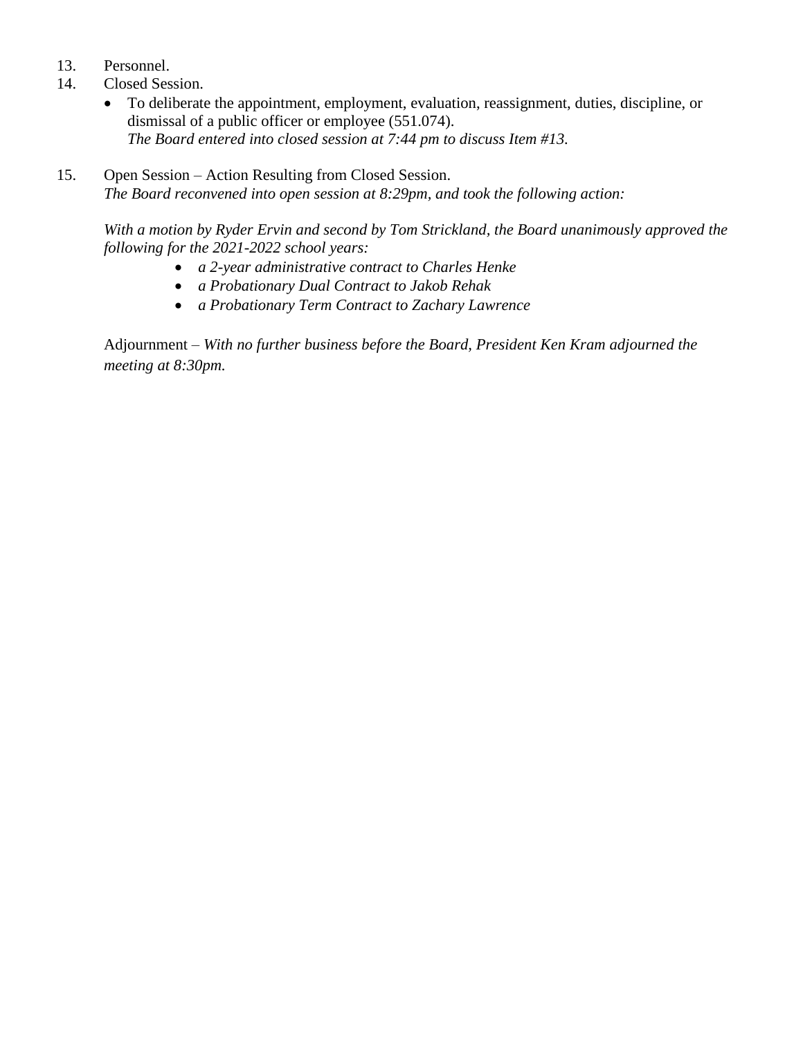13. Personnel.
14. Closed Session.
    - To deliberate the appointment, employment, evaluation, reassignment, duties, discipline, or dismissal of a public officer or employee (551.074).
      *The Board entered into closed session at 7:44 pm to discuss Item #13.*

15. Open Session – Action Resulting from Closed Session.
    *The Board reconvened into open session at 8:29pm, and took the following action:*

    *With a motion by Ryder Ervin and second by Tom Strickland, the Board unanimously approved the following for the 2021-2022 school years:*
    - *a 2-year administrative contract to Charles Henke*
    - *a Probationary Dual Contract to Jakob Rehak*
    - *a Probationary Term Contract to Zachary Lawrence*

    Adjournment – *With no further business before the Board, President Ken Kram adjourned the meeting at 8:30pm.*